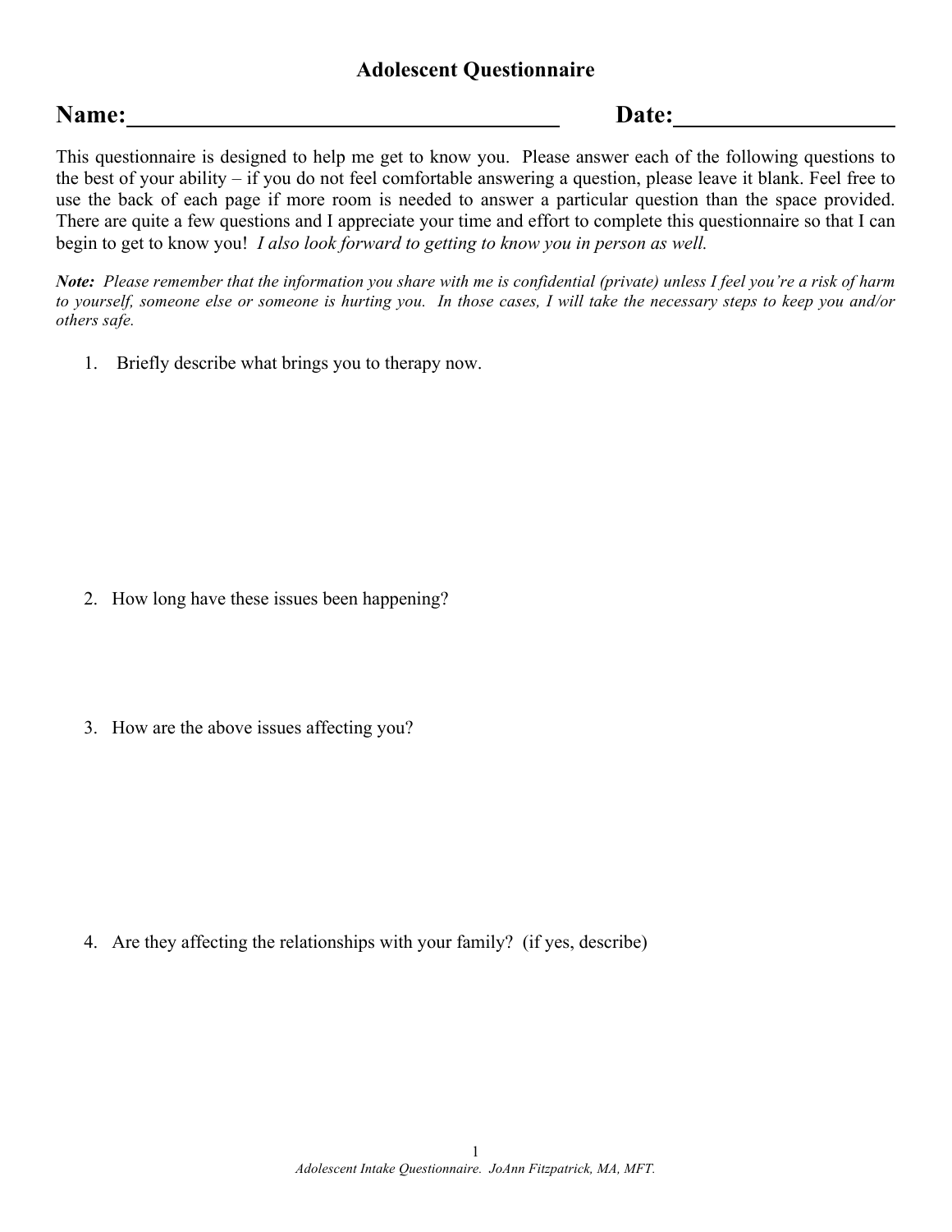# Adolescent Questionnaire

**Name:** ______________________________ **Date:** ________________

This questionnaire is designed to help me get to know you. Please answer each of the following questions to the best of your ability – if you do not feel comfortable answering a question, please leave it blank. Feel free to use the back of each page if more room is needed to answer a particular question than the space provided. There are quite a few questions and I appreciate your time and effort to complete this questionnaire so that I can begin to get to know you! *I also look forward to getting to know you in person as well.*

***Note:*** *Please remember that the information you share with me is confidential (private) unless I feel you're a risk of harm to yourself, someone else or someone is hurting you. In those cases, I will take the necessary steps to keep you and/or others safe.*

1. Briefly describe what brings you to therapy now.

2. How long have these issues been happening?

3. How are the above issues affecting you?

4. Are they affecting the relationships with your family? (if yes, describe)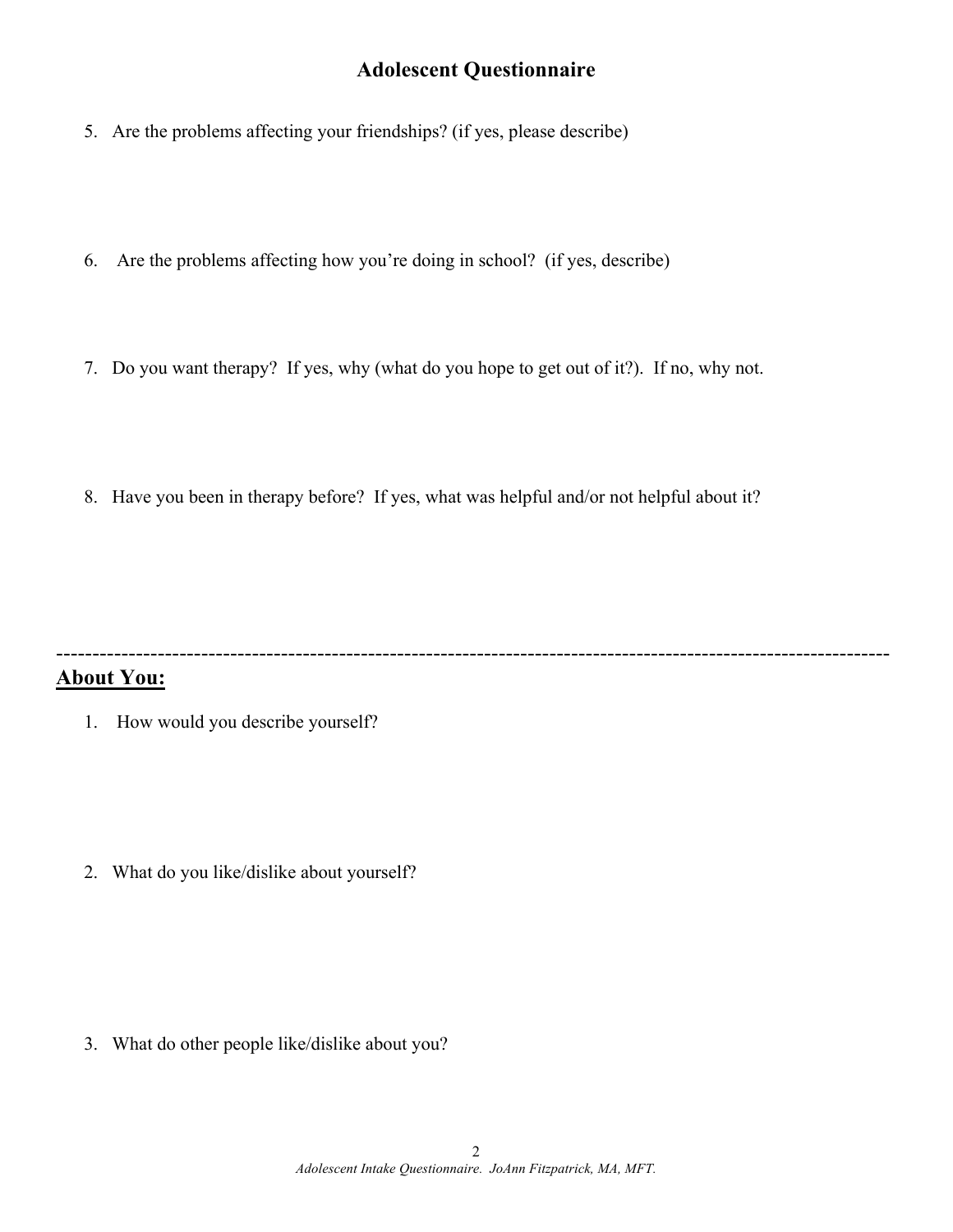# Adolescent Questionnaire

5. Are the problems affecting your friendships? (if yes, please describe)

6. Are the problems affecting how you're doing in school? (if yes, describe)

7. Do you want therapy? If yes, why (what do you hope to get out of it?). If no, why not.

8. Have you been in therapy before? If yes, what was helpful and/or not helpful about it?

---

## About You:

1. How would you describe yourself?

2. What do you like/dislike about yourself?

3. What do other people like/dislike about you?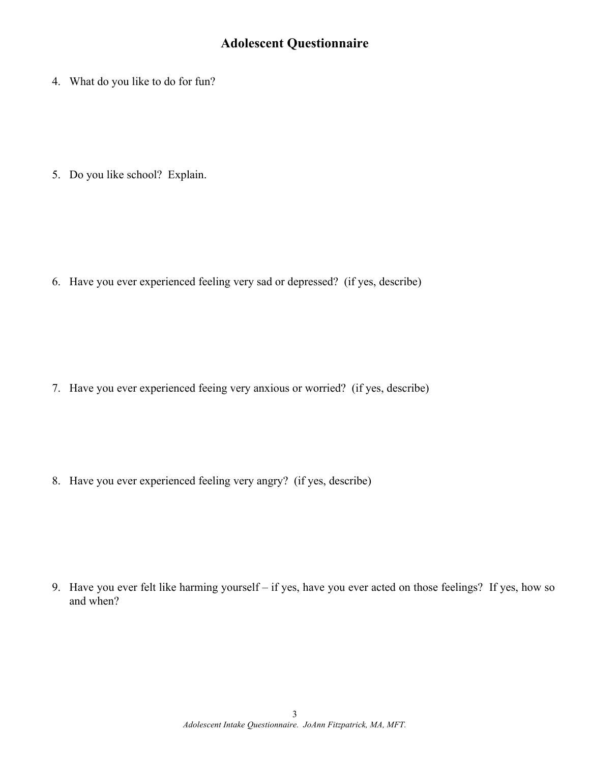# Adolescent Questionnaire

4. What do you like to do for fun?

5. Do you like school? Explain.

6. Have you ever experienced feeling very sad or depressed? (if yes, describe)

7. Have you ever experienced feeing very anxious or worried? (if yes, describe)

8. Have you ever experienced feeling very angry? (if yes, describe)

9. Have you ever felt like harming yourself – if yes, have you ever acted on those feelings? If yes, how so and when?

*Adolescent Intake Questionnaire. JoAnn Fitzpatrick, MA, MFT.*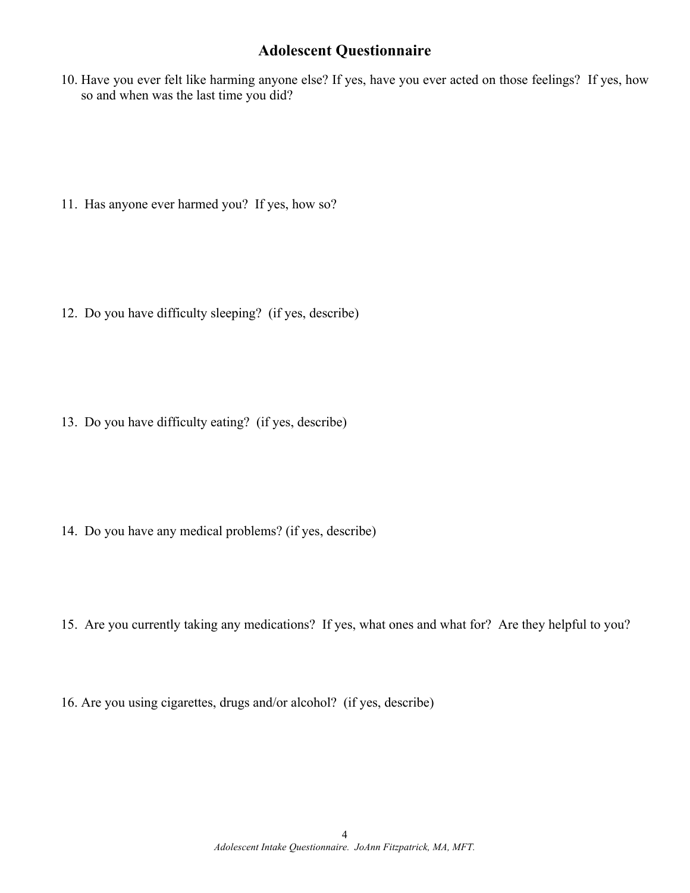## Adolescent Questionnaire

10. Have you ever felt like harming anyone else? If yes, have you ever acted on those feelings? If yes, how so and when was the last time you did?

11. Has anyone ever harmed you? If yes, how so?

12. Do you have difficulty sleeping? (if yes, describe)

13. Do you have difficulty eating? (if yes, describe)

14. Do you have any medical problems? (if yes, describe)

15. Are you currently taking any medications? If yes, what ones and what for? Are they helpful to you?

16. Are you using cigarettes, drugs and/or alcohol? (if yes, describe)

*Adolescent Intake Questionnaire. JoAnn Fitzpatrick, MA, MFT.*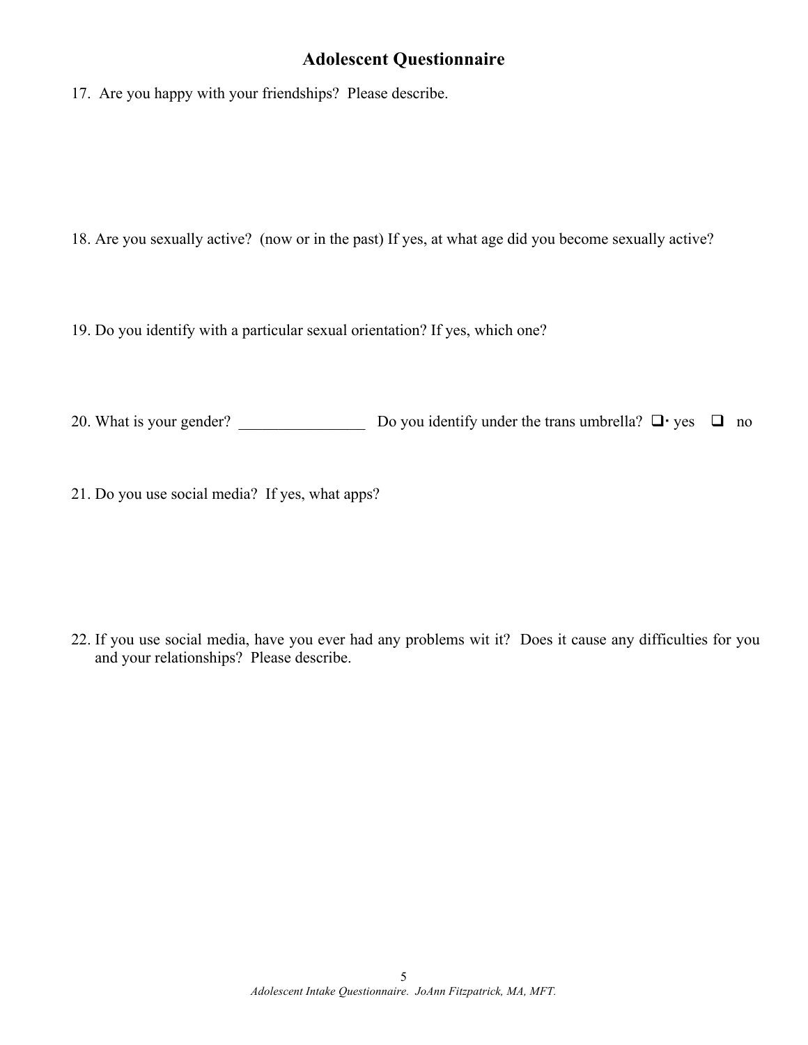## Adolescent Questionnaire

17. Are you happy with your friendships? Please describe.

18. Are you sexually active? (now or in the past) If yes, at what age did you become sexually active?

19. Do you identify with a particular sexual orientation? If yes, which one?

20. What is your gender? ________________ Do you identify under the trans umbrella? ❑ yes ❑ no

21. Do you use social media? If yes, what apps?

22. If you use social media, have you ever had any problems wit it? Does it cause any difficulties for you and your relationships? Please describe.

*Adolescent Intake Questionnaire. JoAnn Fitzpatrick, MA, MFT.*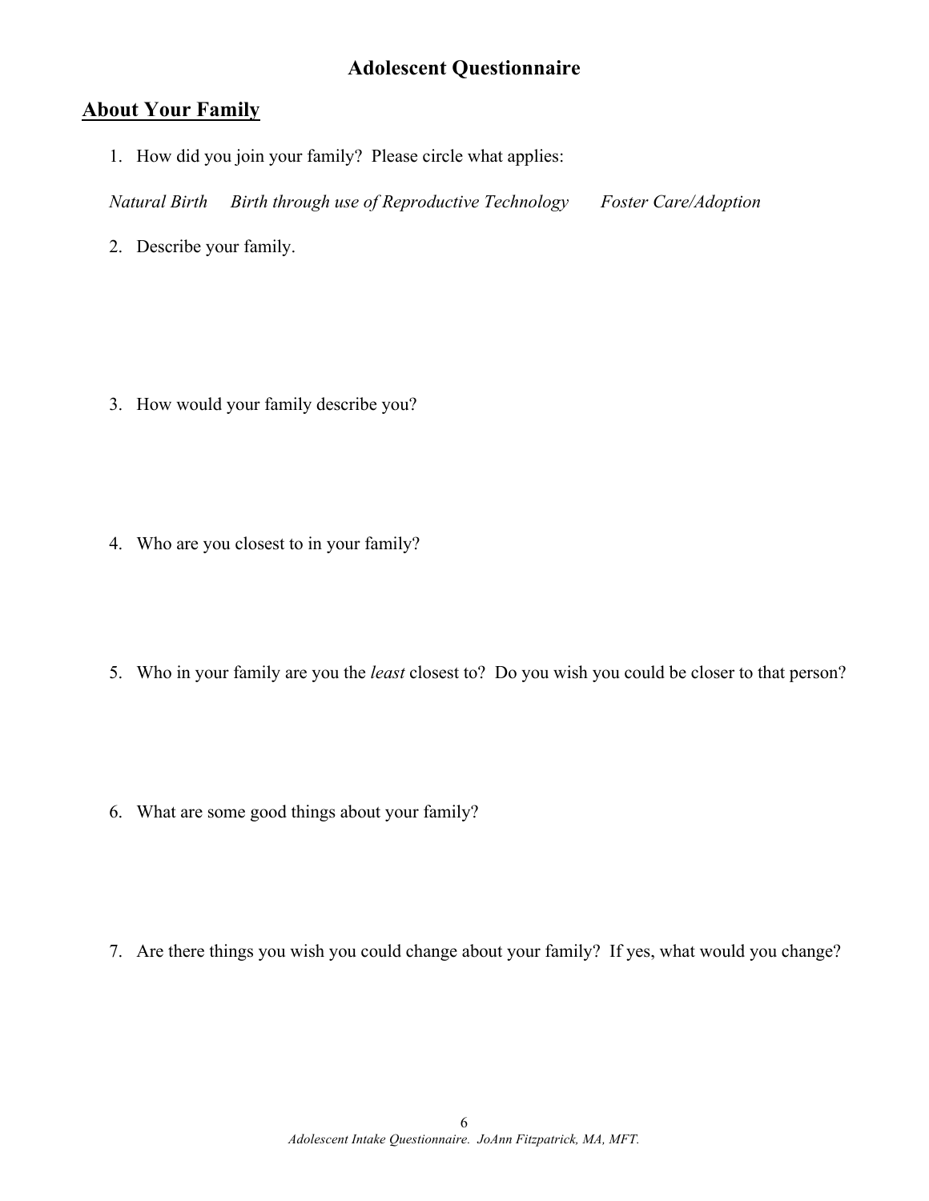# Adolescent Questionnaire

## About Your Family

1. How did you join your family? Please circle what applies:

   *Natural Birth*     *Birth through use of Reproductive Technology*     *Foster Care/Adoption*

2. Describe your family.

3. How would your family describe you?

4. Who are you closest to in your family?

5. Who in your family are you the *least* closest to? Do you wish you could be closer to that person?

6. What are some good things about your family?

7. Are there things you wish you could change about your family? If yes, what would you change?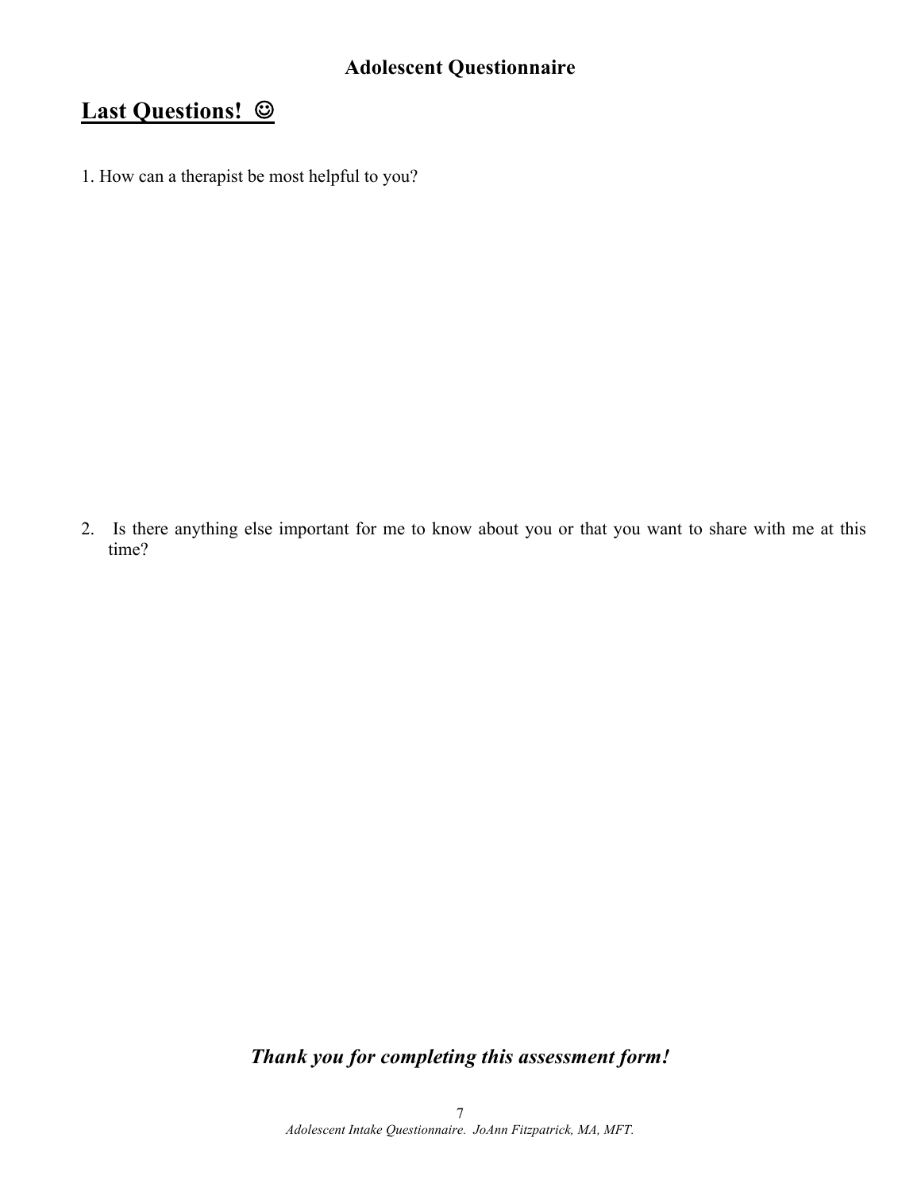## Adolescent Questionnaire

## **Last Questions! ☺**

1. How can a therapist be most helpful to you?

2. Is there anything else important for me to know about you or that you want to share with me at this time?

***Thank you for completing this assessment form!***